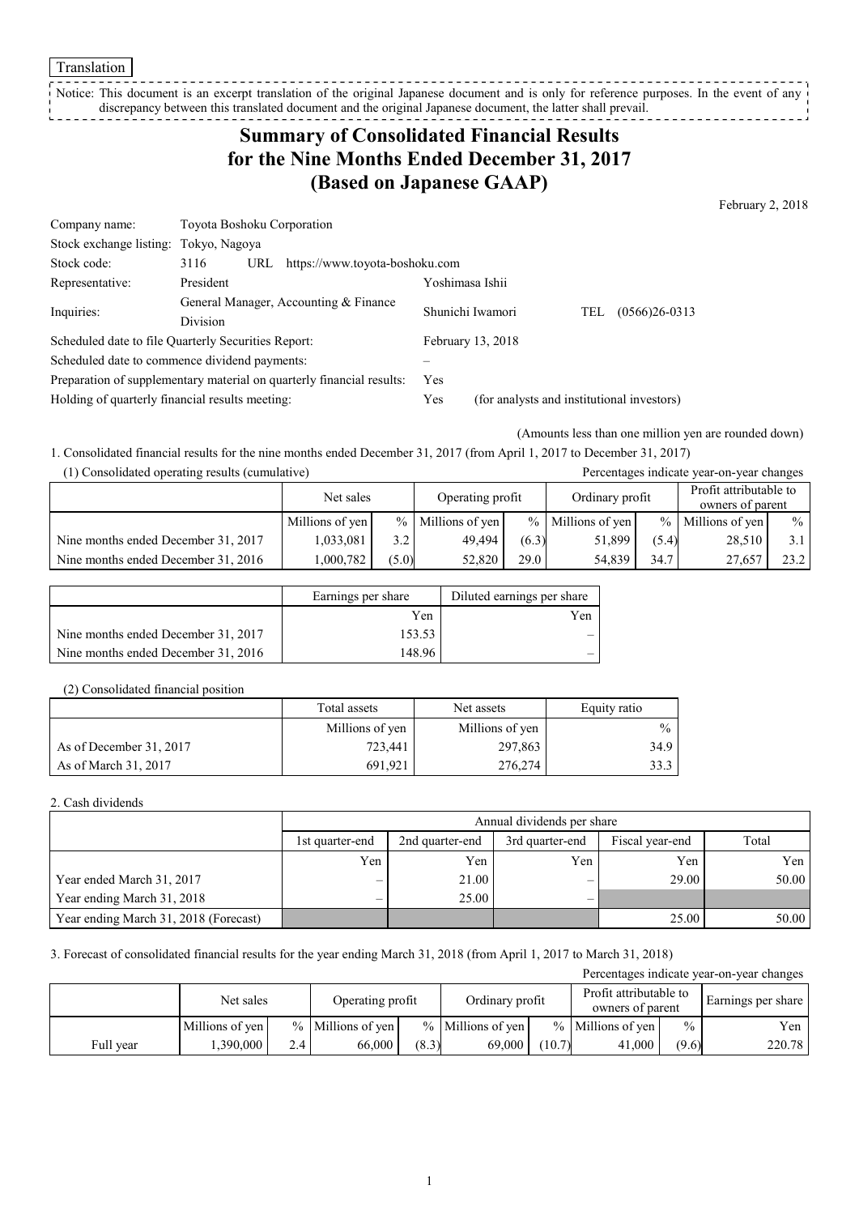Translation

Notice: This document is an excerpt translation of the original Japanese document and is only for reference purposes. In the event of any discrepancy between this translated document and the original Japanese document, the latter shall prevail.

# Summary of Consolidated Financial Results for the Nine Months Ended December 31, 2017 (Based on Japanese GAAP)

February 2, 2018

| | | | |
|---|---|---|---|
| Company name: | Toyota Boshoku Corporation | | |
| Stock exchange listing: | Tokyo, Nagoya | | |
| Stock code: | 3116 URL https://www.toyota-boshoku.com | | |
| Representative: | President | Yoshimasa Ishii | |
| Inquiries: | General Manager, Accounting & Finance Division | Shunichi Iwamori | TEL (0566)26-0313 |
| Scheduled date to file Quarterly Securities Report: | | February 13, 2018 | |
| Scheduled date to commence dividend payments: | | – | |
| Preparation of supplementary material on quarterly financial results: | | Yes | |
| Holding of quarterly financial results meeting: | | Yes | (for analysts and institutional investors) |

(Amounts less than one million yen are rounded down)

1. Consolidated financial results for the nine months ended December 31, 2017 (from April 1, 2017 to December 31, 2017)

(1) Consolidated operating results (cumulative)

Percentages indicate year-on-year changes

| | Net sales | | Operating profit | | Ordinary profit | | Profit attributable to owners of parent | |
|---|---|---|---|---|---|---|---|---|
| | Millions of yen | % | Millions of yen | % | Millions of yen | % | Millions of yen | % |
| Nine months ended December 31, 2017 | 1,033,081 | 3.2 | 49,494 | (6.3) | 51,899 | (5.4) | 28,510 | 3.1 |
| Nine months ended December 31, 2016 | 1,000,782 | (5.0) | 52,820 | 29.0 | 54,839 | 34.7 | 27,657 | 23.2 |

| | Earnings per share | Diluted earnings per share |
|---|---|---|
| | Yen | Yen |
| Nine months ended December 31, 2017 | 153.53 | – |
| Nine months ended December 31, 2016 | 148.96 | – |

(2) Consolidated financial position

| | Total assets | Net assets | Equity ratio |
|---|---|---|---|
| | Millions of yen | Millions of yen | % |
| As of December 31, 2017 | 723,441 | 297,863 | 34.9 |
| As of March 31, 2017 | 691,921 | 276,274 | 33.3 |

2. Cash dividends

| | Annual dividends per share | | | | |
|---|---|---|---|---|---|
| | 1st quarter-end | 2nd quarter-end | 3rd quarter-end | Fiscal year-end | Total |
| | Yen | Yen | Yen | Yen | Yen |
| Year ended March 31, 2017 | – | 21.00 | – | 29.00 | 50.00 |
| Year ending March 31, 2018 | – | 25.00 | – | | |
| Year ending March 31, 2018 (Forecast) | | | | 25.00 | 50.00 |

3. Forecast of consolidated financial results for the year ending March 31, 2018 (from April 1, 2017 to March 31, 2018)

Percentages indicate year-on-year changes

| | Net sales | | Operating profit | | Ordinary profit | | Profit attributable to owners of parent | | Earnings per share |
|---|---|---|---|---|---|---|---|---|---|
| | Millions of yen | % | Millions of yen | % | Millions of yen | % | Millions of yen | % | Yen |
| Full year | 1,390,000 | 2.4 | 66,000 | (8.3) | 69,000 | (10.7) | 41,000 | (9.6) | 220.78 |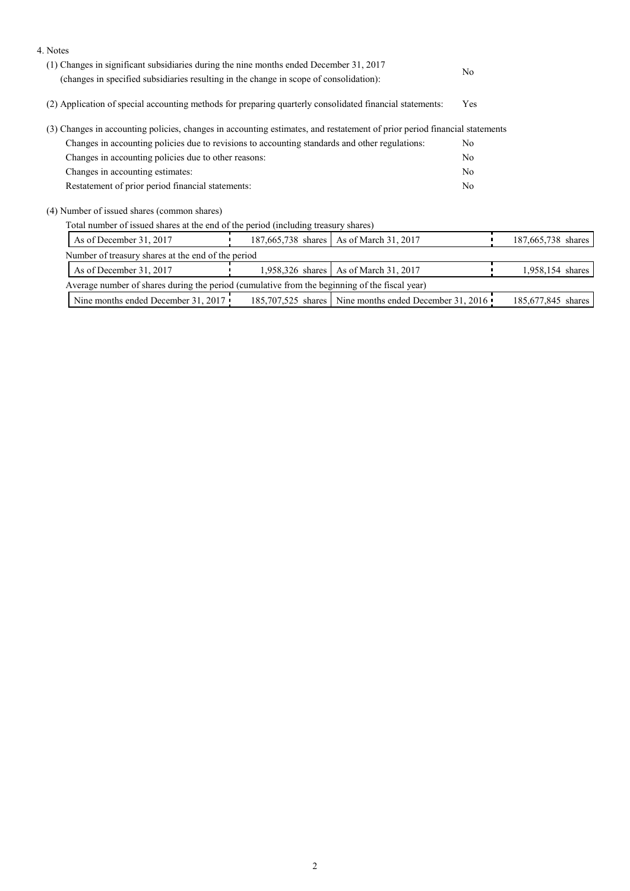4. Notes

(1) Changes in significant subsidiaries during the nine months ended December 31, 2017 (changes in specified subsidiaries resulting in the change in scope of consolidation): No

(2) Application of special accounting methods for preparing quarterly consolidated financial statements: Yes

(3) Changes in accounting policies, changes in accounting estimates, and restatement of prior period financial statements

| | |
|---|---|
| Changes in accounting policies due to revisions to accounting standards and other regulations: | No |
| Changes in accounting policies due to other reasons: | No |
| Changes in accounting estimates: | No |
| Restatement of prior period financial statements: | No |

(4) Number of issued shares (common shares)

Total number of issued shares at the end of the period (including treasury shares)

| | | | |
|---|---|---|---|
| As of December 31, 2017 | 187,665,738 shares | As of March 31, 2017 | 187,665,738 shares |

Number of treasury shares at the end of the period

| | | | |
|---|---|---|---|
| As of December 31, 2017 | 1,958,326 shares | As of March 31, 2017 | 1,958,154 shares |

Average number of shares during the period (cumulative from the beginning of the fiscal year)

| | | | |
|---|---|---|---|
| Nine months ended December 31, 2017 | 185,707,525 shares | Nine months ended December 31, 2016 | 185,677,845 shares |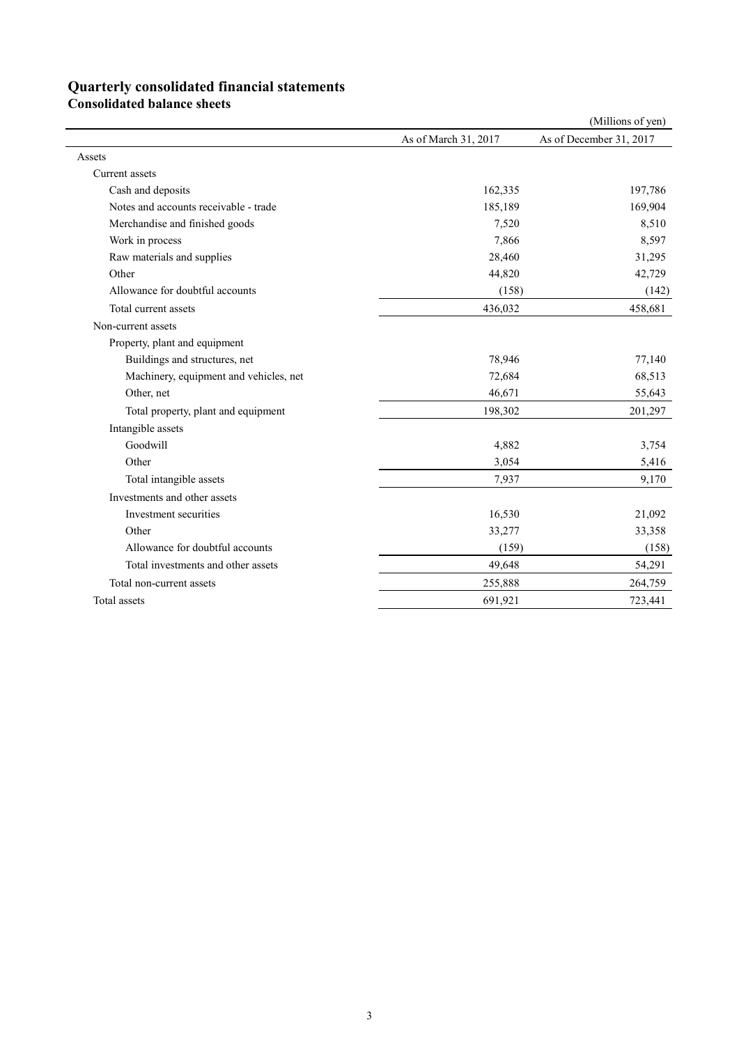# Quarterly consolidated financial statements

## Consolidated balance sheets

(Millions of yen)

| | As of March 31, 2017 | As of December 31, 2017 |
|---|---|---|
| Assets | | |
| Current assets | | |
| Cash and deposits | 162,335 | 197,786 |
| Notes and accounts receivable - trade | 185,189 | 169,904 |
| Merchandise and finished goods | 7,520 | 8,510 |
| Work in process | 7,866 | 8,597 |
| Raw materials and supplies | 28,460 | 31,295 |
| Other | 44,820 | 42,729 |
| Allowance for doubtful accounts | (158) | (142) |
| Total current assets | 436,032 | 458,681 |
| Non-current assets | | |
| Property, plant and equipment | | |
| Buildings and structures, net | 78,946 | 77,140 |
| Machinery, equipment and vehicles, net | 72,684 | 68,513 |
| Other, net | 46,671 | 55,643 |
| Total property, plant and equipment | 198,302 | 201,297 |
| Intangible assets | | |
| Goodwill | 4,882 | 3,754 |
| Other | 3,054 | 5,416 |
| Total intangible assets | 7,937 | 9,170 |
| Investments and other assets | | |
| Investment securities | 16,530 | 21,092 |
| Other | 33,277 | 33,358 |
| Allowance for doubtful accounts | (159) | (158) |
| Total investments and other assets | 49,648 | 54,291 |
| Total non-current assets | 255,888 | 264,759 |
| Total assets | 691,921 | 723,441 |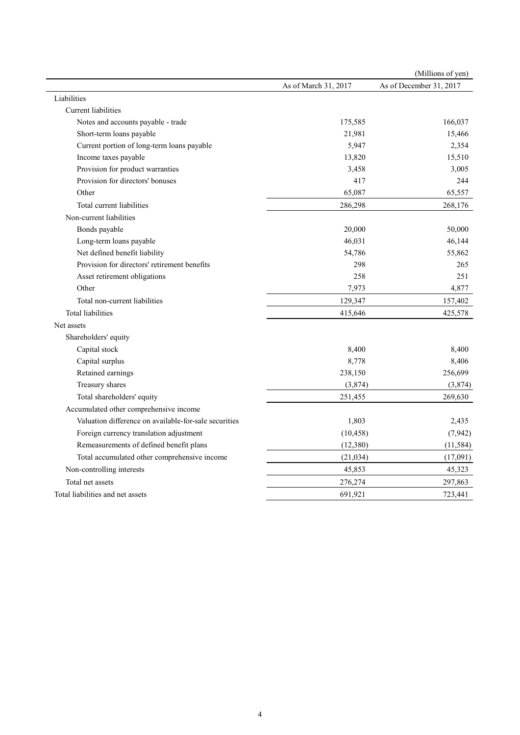(Millions of yen)

| | As of March 31, 2017 | As of December 31, 2017 |
|---|---|---|
| Liabilities | | |
| Current liabilities | | |
| Notes and accounts payable - trade | 175,585 | 166,037 |
| Short-term loans payable | 21,981 | 15,466 |
| Current portion of long-term loans payable | 5,947 | 2,354 |
| Income taxes payable | 13,820 | 15,510 |
| Provision for product warranties | 3,458 | 3,005 |
| Provision for directors' bonuses | 417 | 244 |
| Other | 65,087 | 65,557 |
| Total current liabilities | 286,298 | 268,176 |
| Non-current liabilities | | |
| Bonds payable | 20,000 | 50,000 |
| Long-term loans payable | 46,031 | 46,144 |
| Net defined benefit liability | 54,786 | 55,862 |
| Provision for directors' retirement benefits | 298 | 265 |
| Asset retirement obligations | 258 | 251 |
| Other | 7,973 | 4,877 |
| Total non-current liabilities | 129,347 | 157,402 |
| Total liabilities | 415,646 | 425,578 |
| Net assets | | |
| Shareholders' equity | | |
| Capital stock | 8,400 | 8,400 |
| Capital surplus | 8,778 | 8,406 |
| Retained earnings | 238,150 | 256,699 |
| Treasury shares | (3,874) | (3,874) |
| Total shareholders' equity | 251,455 | 269,630 |
| Accumulated other comprehensive income | | |
| Valuation difference on available-for-sale securities | 1,803 | 2,435 |
| Foreign currency translation adjustment | (10,458) | (7,942) |
| Remeasurements of defined benefit plans | (12,380) | (11,584) |
| Total accumulated other comprehensive income | (21,034) | (17,091) |
| Non-controlling interests | 45,853 | 45,323 |
| Total net assets | 276,274 | 297,863 |
| Total liabilities and net assets | 691,921 | 723,441 |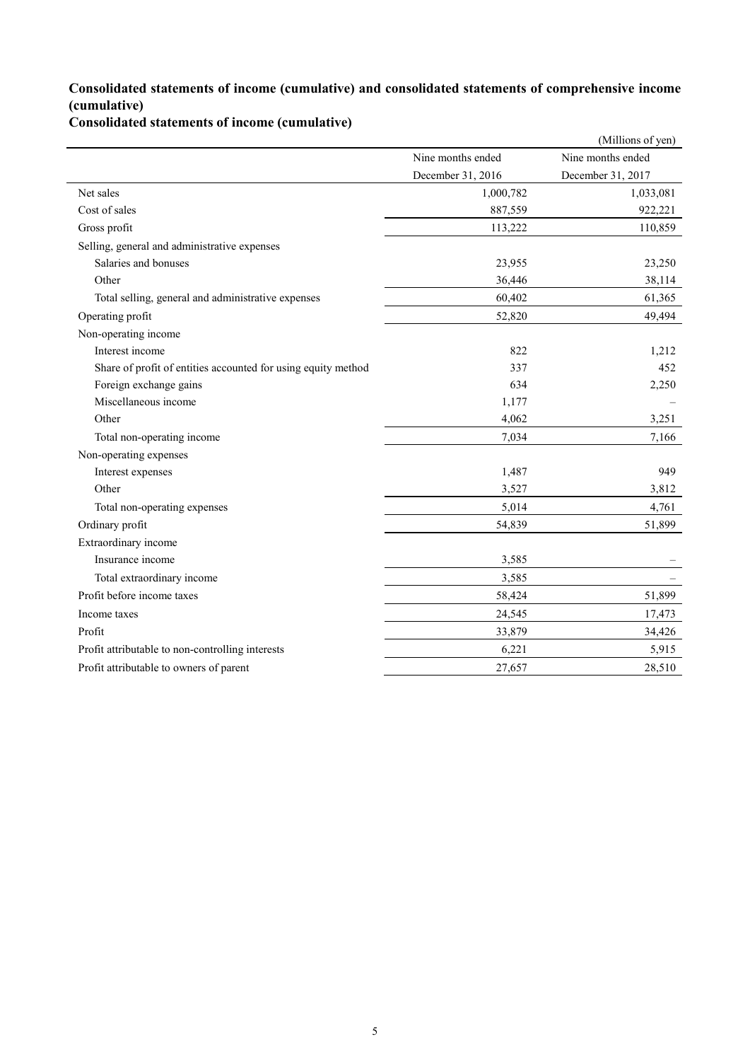### Consolidated statements of income (cumulative) and consolidated statements of comprehensive income (cumulative)

### Consolidated statements of income (cumulative)

(Millions of yen)

| | Nine months ended December 31, 2016 | Nine months ended December 31, 2017 |
|---|---|---|
| Net sales | 1,000,782 | 1,033,081 |
| Cost of sales | 887,559 | 922,221 |
| Gross profit | 113,222 | 110,859 |
| Selling, general and administrative expenses | | |
| Salaries and bonuses | 23,955 | 23,250 |
| Other | 36,446 | 38,114 |
| Total selling, general and administrative expenses | 60,402 | 61,365 |
| Operating profit | 52,820 | 49,494 |
| Non-operating income | | |
| Interest income | 822 | 1,212 |
| Share of profit of entities accounted for using equity method | 337 | 452 |
| Foreign exchange gains | 634 | 2,250 |
| Miscellaneous income | 1,177 | – |
| Other | 4,062 | 3,251 |
| Total non-operating income | 7,034 | 7,166 |
| Non-operating expenses | | |
| Interest expenses | 1,487 | 949 |
| Other | 3,527 | 3,812 |
| Total non-operating expenses | 5,014 | 4,761 |
| Ordinary profit | 54,839 | 51,899 |
| Extraordinary income | | |
| Insurance income | 3,585 | – |
| Total extraordinary income | 3,585 | – |
| Profit before income taxes | 58,424 | 51,899 |
| Income taxes | 24,545 | 17,473 |
| Profit | 33,879 | 34,426 |
| Profit attributable to non-controlling interests | 6,221 | 5,915 |
| Profit attributable to owners of parent | 27,657 | 28,510 |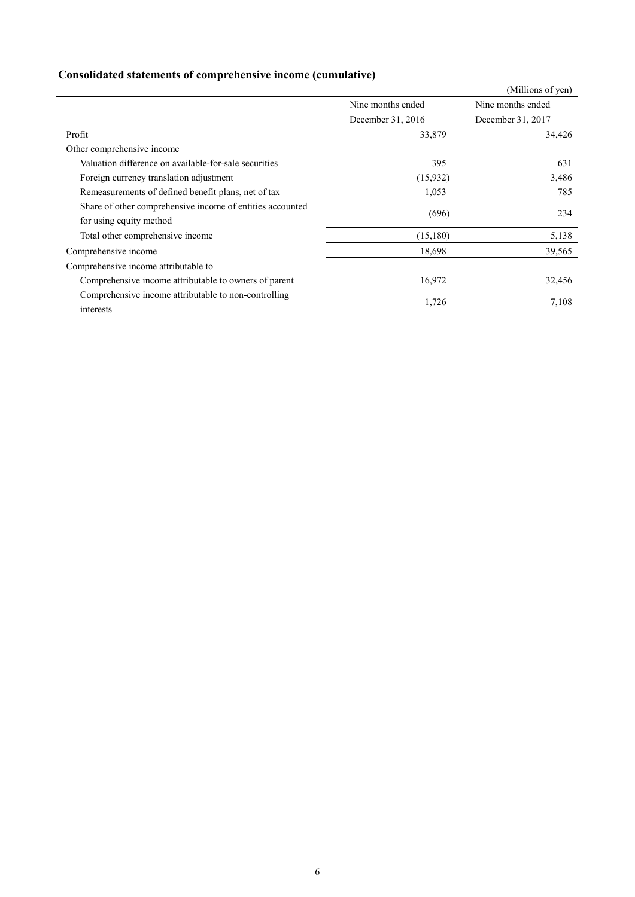## Consolidated statements of comprehensive income (cumulative)

(Millions of yen)

| | Nine months ended December 31, 2016 | Nine months ended December 31, 2017 |
|---|---|---|
| Profit | 33,879 | 34,426 |
| Other comprehensive income | | |
| Valuation difference on available-for-sale securities | 395 | 631 |
| Foreign currency translation adjustment | (15,932) | 3,486 |
| Remeasurements of defined benefit plans, net of tax | 1,053 | 785 |
| Share of other comprehensive income of entities accounted for using equity method | (696) | 234 |
| Total other comprehensive income | (15,180) | 5,138 |
| Comprehensive income | 18,698 | 39,565 |
| Comprehensive income attributable to | | |
| Comprehensive income attributable to owners of parent | 16,972 | 32,456 |
| Comprehensive income attributable to non-controlling interests | 1,726 | 7,108 |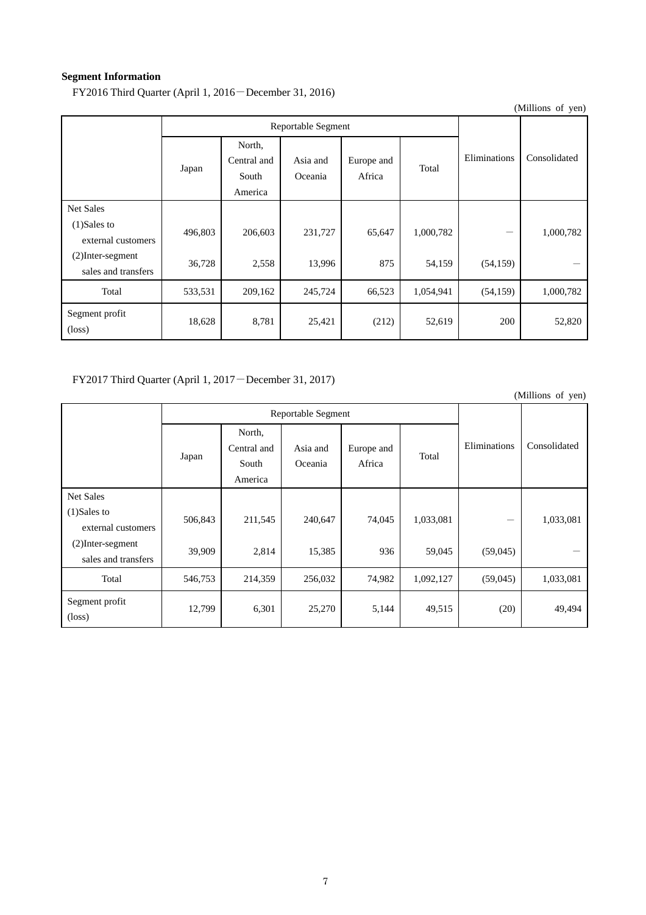**Segment Information**

FY2016 Third Quarter (April 1, 2016－December 31, 2016)

(Millions of yen)

| | Reportable Segment | | | | | Eliminations | Consolidated |
|---|---|---|---|---|---|---|---|
| | Japan | North, Central and South America | Asia and Oceania | Europe and Africa | Total | | |
| Net Sales | | | | | | | |
| (1)Sales to external customers | 496,803 | 206,603 | 231,727 | 65,647 | 1,000,782 | － | 1,000,782 |
| (2)Inter-segment sales and transfers | 36,728 | 2,558 | 13,996 | 875 | 54,159 | (54,159) | － |
| Total | 533,531 | 209,162 | 245,724 | 66,523 | 1,054,941 | (54,159) | 1,000,782 |
| Segment profit (loss) | 18,628 | 8,781 | 25,421 | (212) | 52,619 | 200 | 52,820 |

FY2017 Third Quarter (April 1, 2017－December 31, 2017)

(Millions of yen)

| | Reportable Segment | | | | | Eliminations | Consolidated |
|---|---|---|---|---|---|---|---|
| | Japan | North, Central and South America | Asia and Oceania | Europe and Africa | Total | | |
| Net Sales | | | | | | | |
| (1)Sales to external customers | 506,843 | 211,545 | 240,647 | 74,045 | 1,033,081 | － | 1,033,081 |
| (2)Inter-segment sales and transfers | 39,909 | 2,814 | 15,385 | 936 | 59,045 | (59,045) | － |
| Total | 546,753 | 214,359 | 256,032 | 74,982 | 1,092,127 | (59,045) | 1,033,081 |
| Segment profit (loss) | 12,799 | 6,301 | 25,270 | 5,144 | 49,515 | (20) | 49,494 |